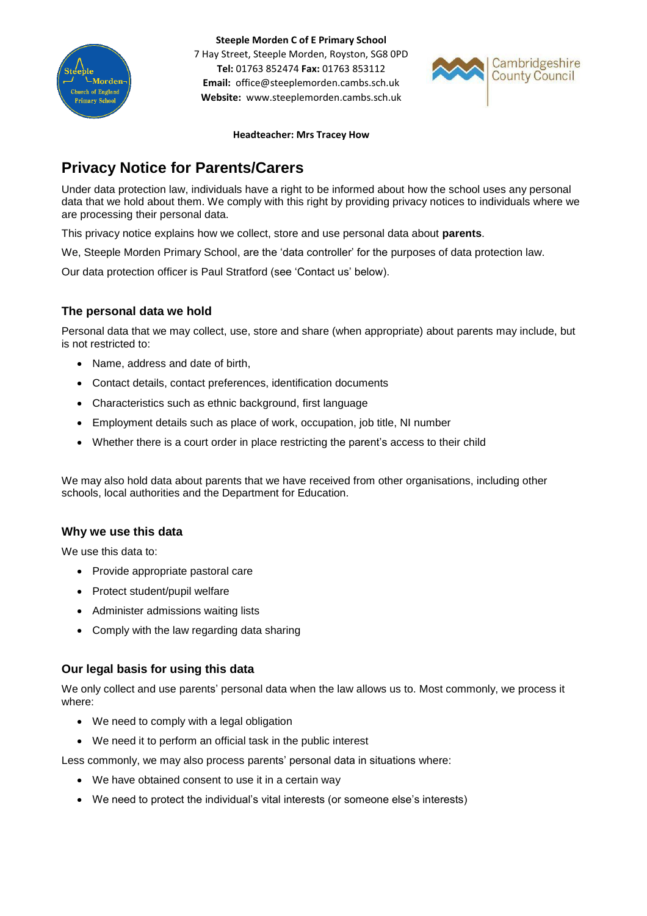**Steeple Morden C of E Primary School**
7 Hay Street, Steeple Morden, Royston, SG8 0PD
**Tel:** 01763 852474 **Fax:** 01763 853112
**Email:** office@steeplemorden.cambs.sch.uk
**Website:** www.steeplemorden.cambs.sch.uk

**Headteacher: Mrs Tracey How**

# Privacy Notice for Parents/Carers

Under data protection law, individuals have a right to be informed about how the school uses any personal data that we hold about them. We comply with this right by providing privacy notices to individuals where we are processing their personal data.

This privacy notice explains how we collect, store and use personal data about **parents**.

We, Steeple Morden Primary School, are the 'data controller' for the purposes of data protection law.

Our data protection officer is Paul Stratford (see 'Contact us' below).

## The personal data we hold

Personal data that we may collect, use, store and share (when appropriate) about parents may include, but is not restricted to:

- Name, address and date of birth,
- Contact details, contact preferences, identification documents
- Characteristics such as ethnic background, first language
- Employment details such as place of work, occupation, job title, NI number
- Whether there is a court order in place restricting the parent's access to their child

We may also hold data about parents that we have received from other organisations, including other schools, local authorities and the Department for Education.

## Why we use this data

We use this data to:

- Provide appropriate pastoral care
- Protect student/pupil welfare
- Administer admissions waiting lists
- Comply with the law regarding data sharing

## Our legal basis for using this data

We only collect and use parents' personal data when the law allows us to. Most commonly, we process it where:

- We need to comply with a legal obligation
- We need it to perform an official task in the public interest

Less commonly, we may also process parents' personal data in situations where:

- We have obtained consent to use it in a certain way
- We need to protect the individual's vital interests (or someone else's interests)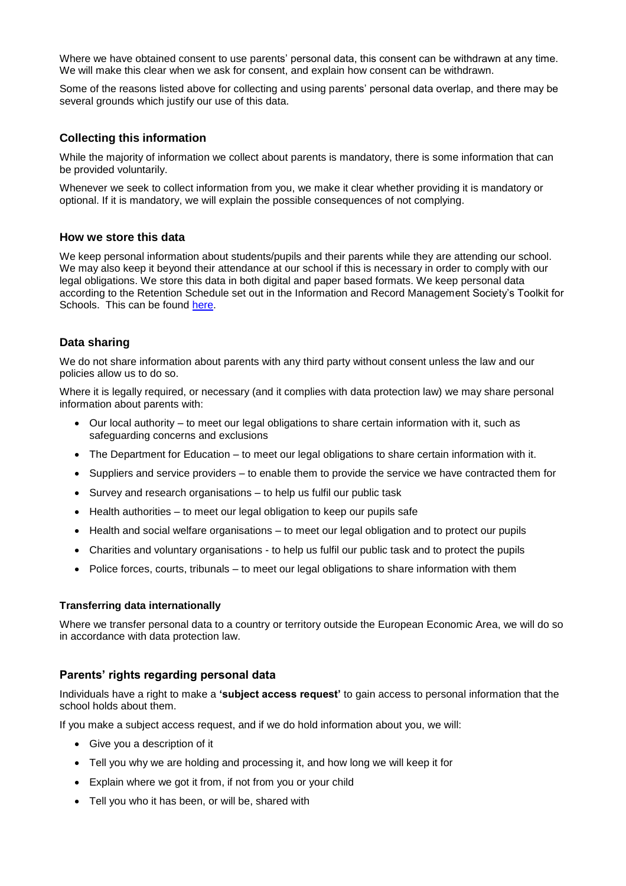Where we have obtained consent to use parents' personal data, this consent can be withdrawn at any time. We will make this clear when we ask for consent, and explain how consent can be withdrawn.

Some of the reasons listed above for collecting and using parents' personal data overlap, and there may be several grounds which justify our use of this data.

## Collecting this information

While the majority of information we collect about parents is mandatory, there is some information that can be provided voluntarily.

Whenever we seek to collect information from you, we make it clear whether providing it is mandatory or optional. If it is mandatory, we will explain the possible consequences of not complying.

## How we store this data

We keep personal information about students/pupils and their parents while they are attending our school. We may also keep it beyond their attendance at our school if this is necessary in order to comply with our legal obligations. We store this data in both digital and paper based formats. We keep personal data according to the Retention Schedule set out in the Information and Record Management Society's Toolkit for Schools. This can be found here.

## Data sharing

We do not share information about parents with any third party without consent unless the law and our policies allow us to do so.

Where it is legally required, or necessary (and it complies with data protection law) we may share personal information about parents with:

- Our local authority – to meet our legal obligations to share certain information with it, such as safeguarding concerns and exclusions
- The Department for Education – to meet our legal obligations to share certain information with it.
- Suppliers and service providers – to enable them to provide the service we have contracted them for
- Survey and research organisations – to help us fulfil our public task
- Health authorities – to meet our legal obligation to keep our pupils safe
- Health and social welfare organisations – to meet our legal obligation and to protect our pupils
- Charities and voluntary organisations - to help us fulfil our public task and to protect the pupils
- Police forces, courts, tribunals – to meet our legal obligations to share information with them

#### Transferring data internationally

Where we transfer personal data to a country or territory outside the European Economic Area, we will do so in accordance with data protection law.

## Parents' rights regarding personal data

Individuals have a right to make a **'subject access request'** to gain access to personal information that the school holds about them.

If you make a subject access request, and if we do hold information about you, we will:

- Give you a description of it
- Tell you why we are holding and processing it, and how long we will keep it for
- Explain where we got it from, if not from you or your child
- Tell you who it has been, or will be, shared with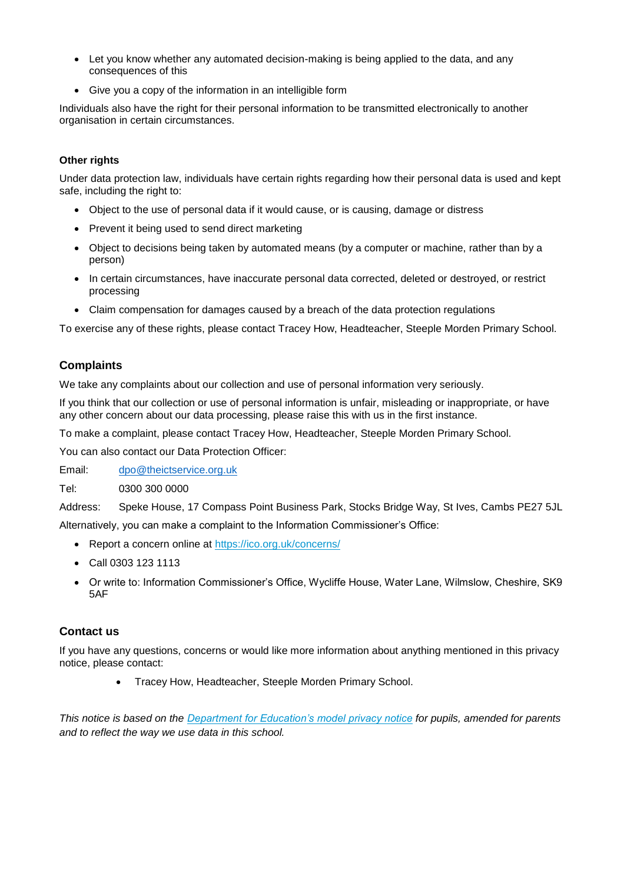- Let you know whether any automated decision-making is being applied to the data, and any consequences of this
- Give you a copy of the information in an intelligible form

Individuals also have the right for their personal information to be transmitted electronically to another organisation in certain circumstances.

#### Other rights

Under data protection law, individuals have certain rights regarding how their personal data is used and kept safe, including the right to:

- Object to the use of personal data if it would cause, or is causing, damage or distress
- Prevent it being used to send direct marketing
- Object to decisions being taken by automated means (by a computer or machine, rather than by a person)
- In certain circumstances, have inaccurate personal data corrected, deleted or destroyed, or restrict processing
- Claim compensation for damages caused by a breach of the data protection regulations

To exercise any of these rights, please contact Tracey How, Headteacher, Steeple Morden Primary School.

### Complaints

We take any complaints about our collection and use of personal information very seriously.

If you think that our collection or use of personal information is unfair, misleading or inappropriate, or have any other concern about our data processing, please raise this with us in the first instance.

To make a complaint, please contact Tracey How, Headteacher, Steeple Morden Primary School.

You can also contact our Data Protection Officer:

Email: [dpo@theictservice.org.uk](mailto:dpo@theictservice.org.uk)

Tel: 0300 300 0000

Address: Speke House, 17 Compass Point Business Park, Stocks Bridge Way, St Ives, Cambs PE27 5JL

Alternatively, you can make a complaint to the Information Commissioner's Office:

- Report a concern online at [https://ico.org.uk/concerns/](https://ico.org.uk/concerns/)
- Call 0303 123 1113
- Or write to: Information Commissioner's Office, Wycliffe House, Water Lane, Wilmslow, Cheshire, SK9 5AF

### Contact us

If you have any questions, concerns or would like more information about anything mentioned in this privacy notice, please contact:

- Tracey How, Headteacher, Steeple Morden Primary School.

*This notice is based on the [Department for Education's model privacy notice](#) for pupils, amended for parents and to reflect the way we use data in this school.*